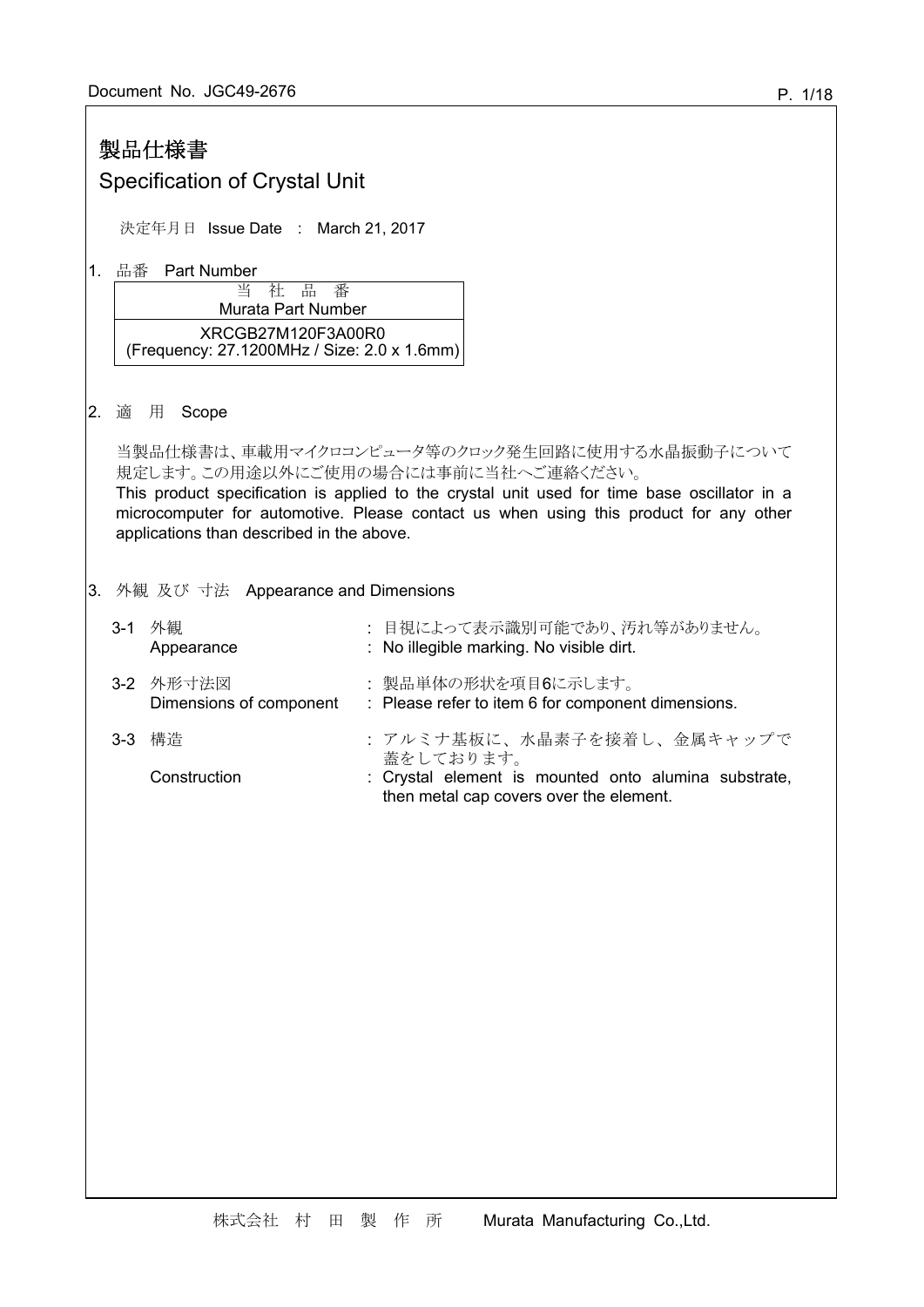Document No. JGC49-2676

# 製品仕様書
# Specification of Crystal Unit

決定年月日 Issue Date : March 21, 2017

## 1. 品番 Part Number

| 当 社 品 番<br>Murata Part Number |
|---|
| XRCGB27M120F3A00R0<br>(Frequency: 27.1200MHz / Size: 2.0 x 1.6mm) |

## 2. 適 用 Scope

当製品仕様書は、車載用マイクロコンピュータ等のクロック発生回路に使用する水晶振動子について規定します。この用途以外にご使用の場合には事前に当社へご連絡ください。
This product specification is applied to the crystal unit used for time base oscillator in a microcomputer for automotive. Please contact us when using this product for any other applications than described in the above.

## 3. 外観 及び 寸法 Appearance and Dimensions

3-1 外観 Appearance
: 目視によって表示識別可能であり、汚れ等がありません。
: No illegible marking. No visible dirt.

3-2 外形寸法図 Dimensions of component
: 製品単体の形状を項目6に示します。
: Please refer to item 6 for component dimensions.

3-3 構造 Construction
: アルミナ基板に、水晶素子を接着し、金属キャップで蓋をしております。
: Crystal element is mounted onto alumina substrate, then metal cap covers over the element.

株式会社 村 田 製 作 所 Murata Manufacturing Co.,Ltd.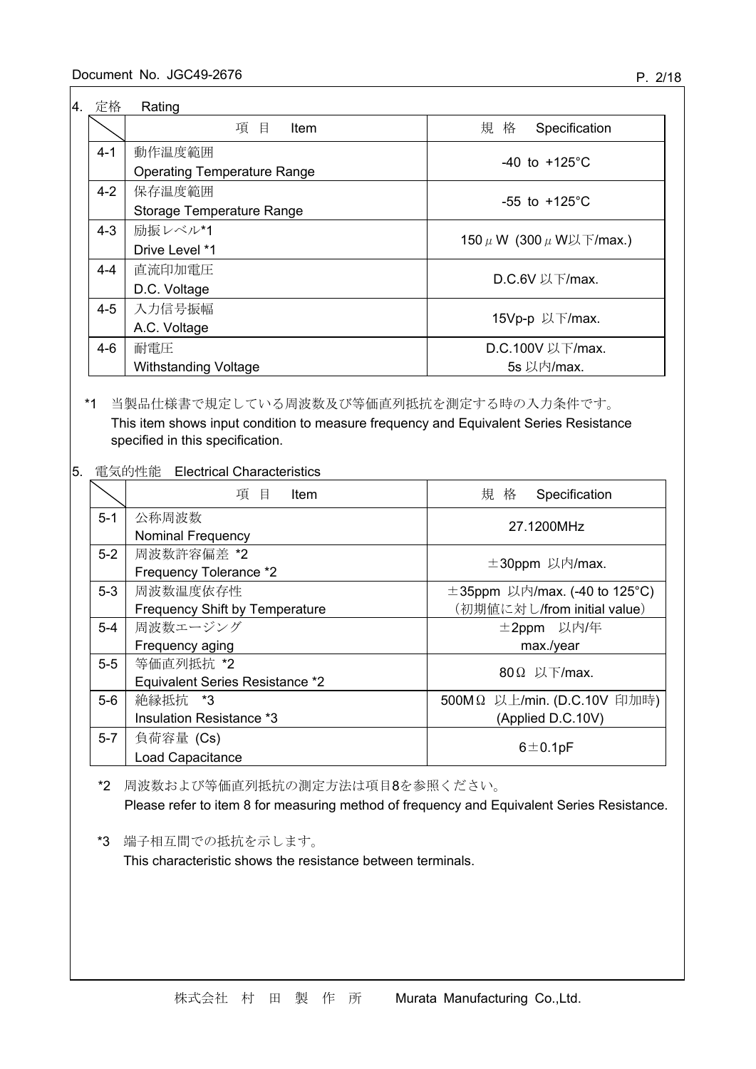## 4. 定格　Rating

| | 項 目　Item | 規 格　Specification |
|---|---|---|
| 4-1 | 動作温度範囲<br>Operating Temperature Range | -40 to +125°C |
| 4-2 | 保存温度範囲<br>Storage Temperature Range | -55 to +125°C |
| 4-3 | 励振レベル*1<br>Drive Level *1 | 150 μW (300 μW以下/max.) |
| 4-4 | 直流印加電圧<br>D.C. Voltage | D.C.6V 以下/max. |
| 4-5 | 入力信号振幅<br>A.C. Voltage | 15Vp-p 以下/max. |
| 4-6 | 耐電圧<br>Withstanding Voltage | D.C.100V 以下/max.<br>5s 以内/max. |

*1 当製品仕様書で規定している周波数及び等価直列抵抗を測定する時の入力条件です。
This item shows input condition to measure frequency and Equivalent Series Resistance specified in this specification.

## 5. 電気的性能　Electrical Characteristics

| | 項 目　Item | 規 格　Specification |
|---|---|---|
| 5-1 | 公称周波数<br>Nominal Frequency | 27.1200MHz |
| 5-2 | 周波数許容偏差 *2<br>Frequency Tolerance *2 | ±30ppm 以内/max. |
| 5-3 | 周波数温度依存性<br>Frequency Shift by Temperature | ±35ppm 以内/max. (-40 to 125°C)<br>（初期値に対し/from initial value） |
| 5-4 | 周波数エージング<br>Frequency aging | ±2ppm 以内/年<br>max./year |
| 5-5 | 等価直列抵抗 *2<br>Equivalent Series Resistance *2 | 80Ω 以下/max. |
| 5-6 | 絶縁抵抗 *3<br>Insulation Resistance *3 | 500MΩ 以上/min. (D.C.10V 印加時)<br>(Applied D.C.10V) |
| 5-7 | 負荷容量 (Cs)<br>Load Capacitance | 6±0.1pF |

*2 周波数および等価直列抵抗の測定方法は項目8を参照ください。
Please refer to item 8 for measuring method of frequency and Equivalent Series Resistance.

*3 端子相互間での抵抗を示します。
This characteristic shows the resistance between terminals.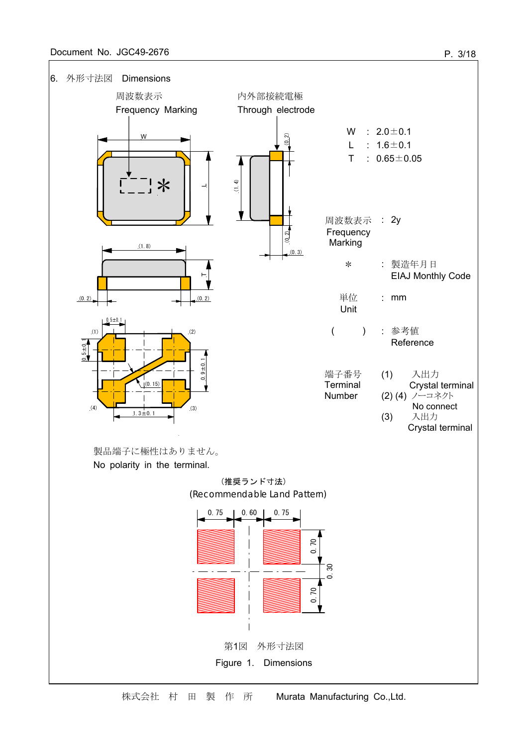## 6. 外形寸法図　Dimensions

周波数表示
Frequency Marking

内外部接続電極
Through electrode

| | | |
|---|---|---|
| W | : | 2.0±0.1 |
| L | : | 1.6±0.1 |
| T | : | 0.65±0.05 |

| | | |
|---|---|---|
| 周波数表示 Frequency Marking | : | 2y |
| * | : | 製造年月日 EIAJ Monthly Code |
| 単位 Unit | : | mm |
| (　　) | : | 参考値 Reference |

端子番号 Terminal Number

- (1)　入出力 Crystal terminal
- (2) (4)　ノーコネクト No connect
- (3)　入出力 Crystal terminal

製品端子に極性はありません。
No polarity in the terminal.

（推奨ランド寸法）
(Recommendable Land Pattern)

第1図　外形寸法図

Figure 1.　Dimensions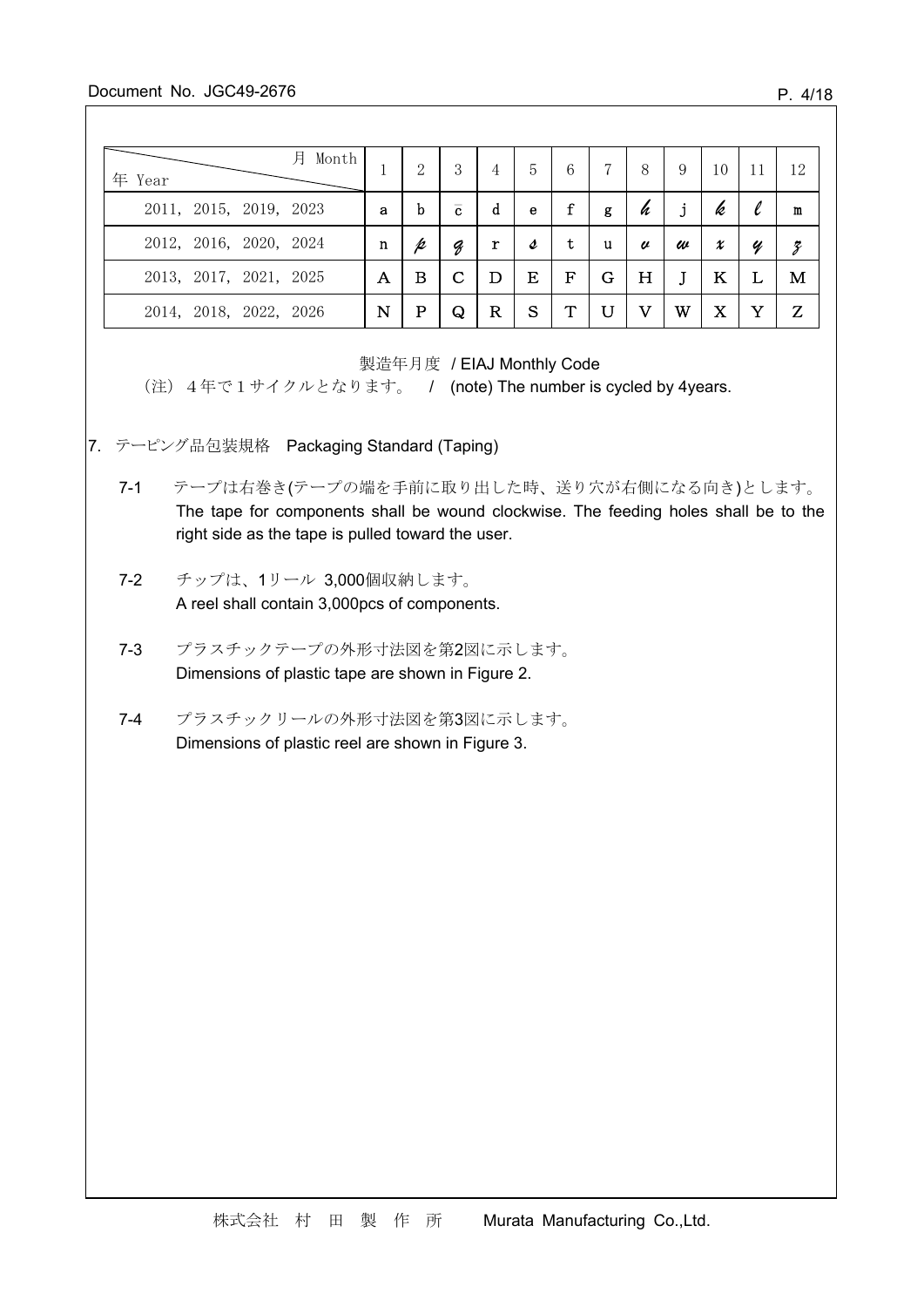| 月 Month / 年 Year | 1 | 2 | 3 | 4 | 5 | 6 | 7 | 8 | 9 | 10 | 11 | 12 |
|---|---|---|---|---|---|---|---|---|---|---|---|---|
| 2011, 2015, 2019, 2023 | a | b | c̄ | d | e | f | g | *h* | j | *k* | *l* | m |
| 2012, 2016, 2020, 2024 | n | *p* | *q* | r | *s* | t | u | *v* | *w* | *x* | *y* | *z* |
| 2013, 2017, 2021, 2025 | A | B | C | D | E | F | G | H | J | K | L | M |
| 2014, 2018, 2022, 2026 | N | P | Q | R | S | T | U | V | W | X | Y | Z |

製造年月度 / EIAJ Monthly Code

（注）４年で１サイクルとなります。 / (note) The number is cycled by 4years.

## 7. テーピング品包装規格 Packaging Standard (Taping)

7-1 テープは右巻き(テープの端を手前に取り出した時、送り穴が右側になる向き)とします。
The tape for components shall be wound clockwise. The feeding holes shall be to the right side as the tape is pulled toward the user.

7-2 チップは、1リール 3,000個収納します。
A reel shall contain 3,000pcs of components.

7-3 プラスチックテープの外形寸法図を第2図に示します。
Dimensions of plastic tape are shown in Figure 2.

7-4 プラスチックリールの外形寸法図を第3図に示します。
Dimensions of plastic reel are shown in Figure 3.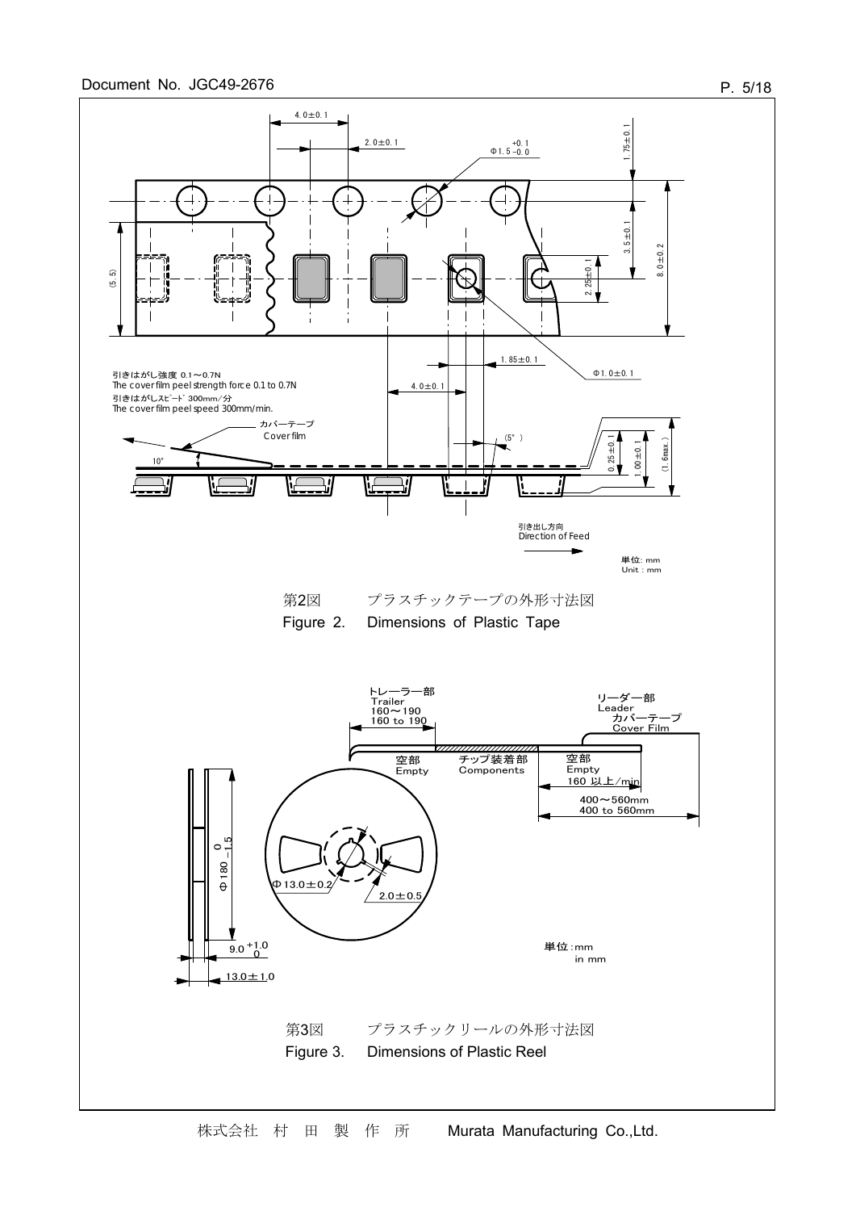4.0±0.1

2.0±0.1

$\Phi 1.5^{+0.1}_{-0.0}$

1.75±0.1

3.5±0.1

8.0±0.2

(5.5)

2.25±0.1

1.85±0.1

Φ1.0±0.1

4.0±0.1

引きはがし強度 0.1～0.7N
The cover film peel strength force 0.1 to 0.7N
引きはがしｽﾋﾟｰﾄﾞ 300mm/分
The cover film peel speed 300mm/min.

カバーテープ
Cover film

10°

(5°)

0.25±0.1

1.00±0.1

(1.6max.)

引き出し方向
Direction of Feed

単位: mm
Unit : mm

第2図　　プラスチックテープの外形寸法図

Figure 2.　Dimensions of Plastic Tape

トレーラー部
Trailer
160～190
160 to 190

リーダー部
Leader
カバーテープ
Cover Film

空部
Empty

チップ装着部
Components

空部
Empty
160 以上/min

400～560mm
400 to 560mm

$\Phi 180^{\ 0}_{-1.5}$

Φ13.0±0.2

2.0±0.5

$9.0^{+1.0}_{\ 0}$

13.0±1.0

単位:mm
in mm

第3図　　プラスチックリールの外形寸法図

Figure 3.　Dimensions of Plastic Reel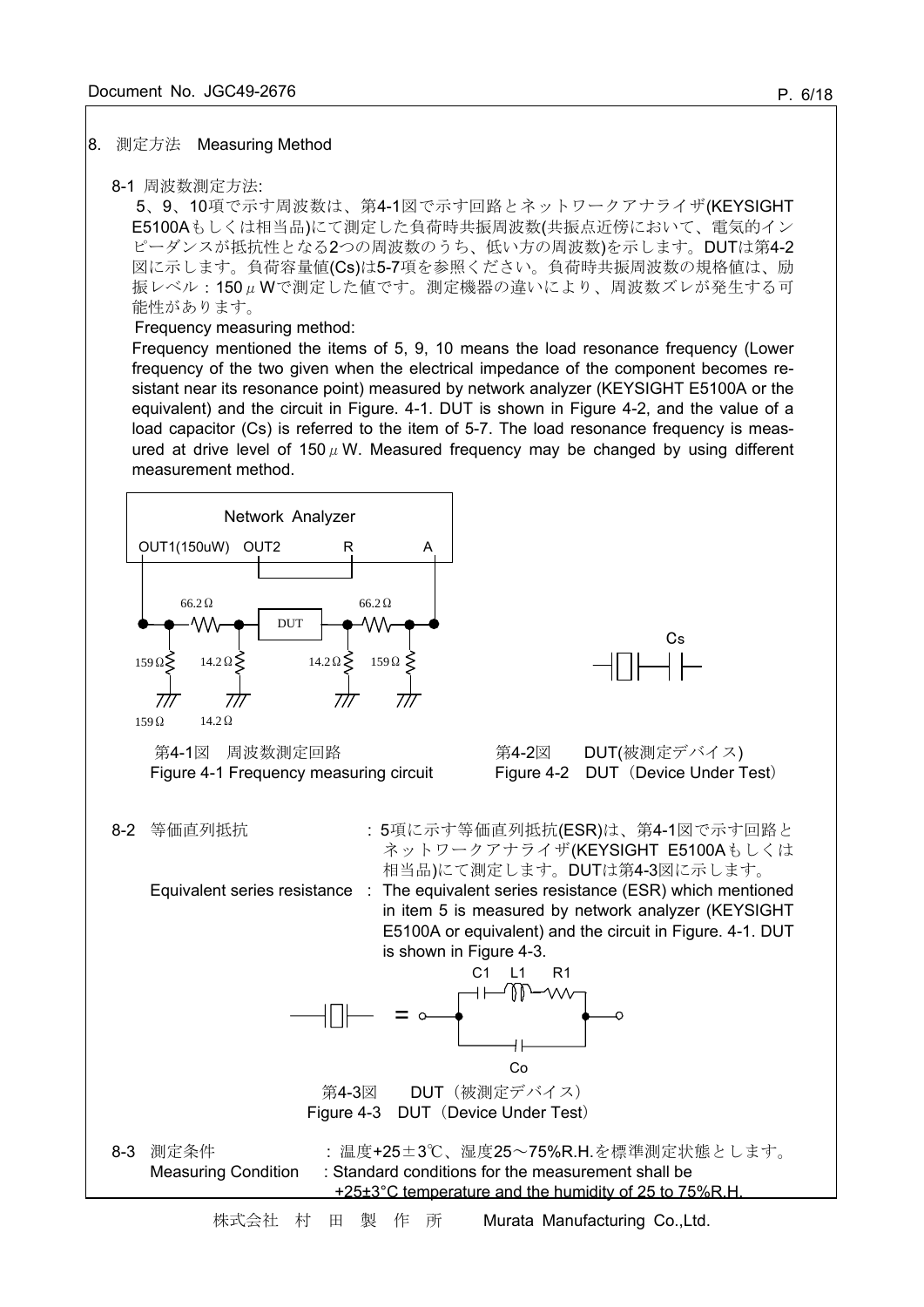## 8. 測定方法　Measuring Method

### 8-1 周波数測定方法:

5、9、10項で示す周波数は、第4-1図で示す回路とネットワークアナライザ(KEYSIGHT E5100Aもしくは相当品)にて測定した負荷時共振周波数(共振点近傍において、電気的インピーダンスが抵抗性となる2つの周波数のうち、低い方の周波数)を示します。DUTは第4-2図に示します。負荷容量値(Cs)は5-7項を参照ください。負荷時共振周波数の規格値は、励振レベル：150μWで測定した値です。測定機器の違いにより、周波数ズレが発生する可能性があります。

Frequency measuring method:

Frequency mentioned the items of 5, 9, 10 means the load resonance frequency (Lower frequency of the two given when the electrical impedance of the component becomes resistant near its resonance point) measured by network analyzer (KEYSIGHT E5100A or the equivalent) and the circuit in Figure. 4-1. DUT is shown in Figure 4-2, and the value of a load capacitor (Cs) is referred to the item of 5-7. The load resonance frequency is measured at drive level of 150μW. Measured frequency may be changed by using different measurement method.

Network Analyzer
OUT1(150uW)　OUT2　R　A
66.2Ω　DUT　66.2Ω
159Ω　14.2Ω　14.2Ω　159Ω
159Ω　14.2Ω

第4-1図　周波数測定回路
Figure 4-1 Frequency measuring circuit

Cs

第4-2図　DUT(被測定デバイス)
Figure 4-2　DUT（Device Under Test)

### 8-2 等価直列抵抗

等価直列抵抗：5項に示す等価直列抵抗(ESR)は、第4-1図で示す回路とネットワークアナライザ(KEYSIGHT E5100Aもしくは相当品)にて測定します。DUTは第4-3図に示します。

Equivalent series resistance : The equivalent series resistance (ESR) which mentioned in item 5 is measured by network analyzer (KEYSIGHT E5100A or equivalent) and the circuit in Figure. 4-1. DUT is shown in Figure 4-3.

C1　L1　R1
Co

第4-3図　DUT（被測定デバイス）
Figure 4-3　DUT（Device Under Test)

### 8-3 測定条件

測定条件：温度+25±3℃、湿度25～75%R.H.を標準測定状態とします。

Measuring Condition : Standard conditions for the measurement shall be +25±3°C temperature and the humidity of 25 to 75%R.H.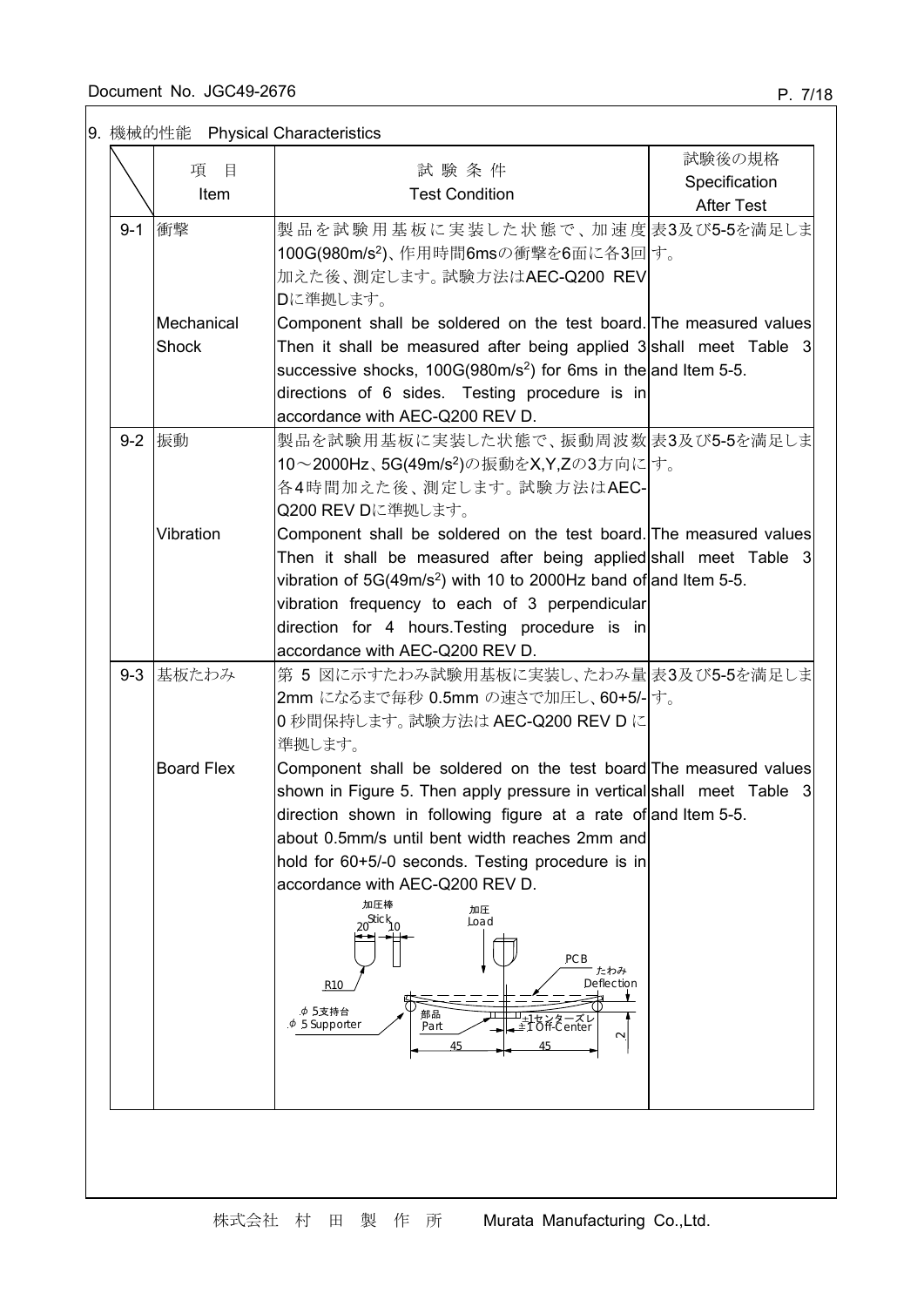## 9. 機械的性能　Physical Characteristics

| | 項　目<br>Item | 試 験 条 件<br>Test Condition | 試験後の規格<br>Specification<br>After Test |
|---|---|---|---|
| 9-1 | 衝撃<br><br>Mechanical Shock | 製品を試験用基板に実装した状態で、加速度100G(980m/s$^2$)、作用時間6msの衝撃を6面に各3回加えた後、測定します。試験方法はAEC-Q200 REV Dに準拠します。<br><br>Component shall be soldered on the test board. Then it shall be measured after being applied 3 successive shocks, 100G(980m/s$^2$) for 6ms in the directions of 6 sides. Testing procedure is in accordance with AEC-Q200 REV D. | 表3及び5-5を満足します。<br><br>The measured values shall meet Table 3 and Item 5-5. |
| 9-2 | 振動<br><br>Vibration | 製品を試験用基板に実装した状態で、振動周波数10～2000Hz、5G(49m/s$^2$)の振動をX,Y,Zの3方向に各4時間加えた後、測定します。試験方法はAEC-Q200 REV Dに準拠します。<br><br>Component shall be soldered on the test board. Then it shall be measured after being applied vibration of 5G(49m/s$^2$) with 10 to 2000Hz band of vibration frequency to each of 3 perpendicular direction for 4 hours.Testing procedure is in accordance with AEC-Q200 REV D. | 表3及び5-5を満足します。<br><br>The measured values shall meet Table 3 and Item 5-5. |
| 9-3 | 基板たわみ<br><br>Board Flex | 第 5 図に示すたわみ試験用基板に実装し、たわみ量2mm になるまで毎秒 0.5mm の速さで加圧し、60+5/-0 秒間保持します。試験方法は AEC-Q200 REV D に準拠します。<br><br>Component shall be soldered on the test board shown in Figure 5. Then apply pressure in vertical direction shown in following figure at a rate of about 0.5mm/s until bent width reaches 2mm and hold for 60+5/-0 seconds. Testing procedure is in accordance with AEC-Q200 REV D.<br><br>加圧棒 Stick 20 10 / 加圧 Load / PCB / たわみ Deflection / R10 / φ5支持台 φ5 Supporter / 部品 Part / ±1センターズレ ±1 Off-Center / 45 45 / 2 | 表3及び5-5を満足します。<br><br>The measured values shall meet Table 3 and Item 5-5. |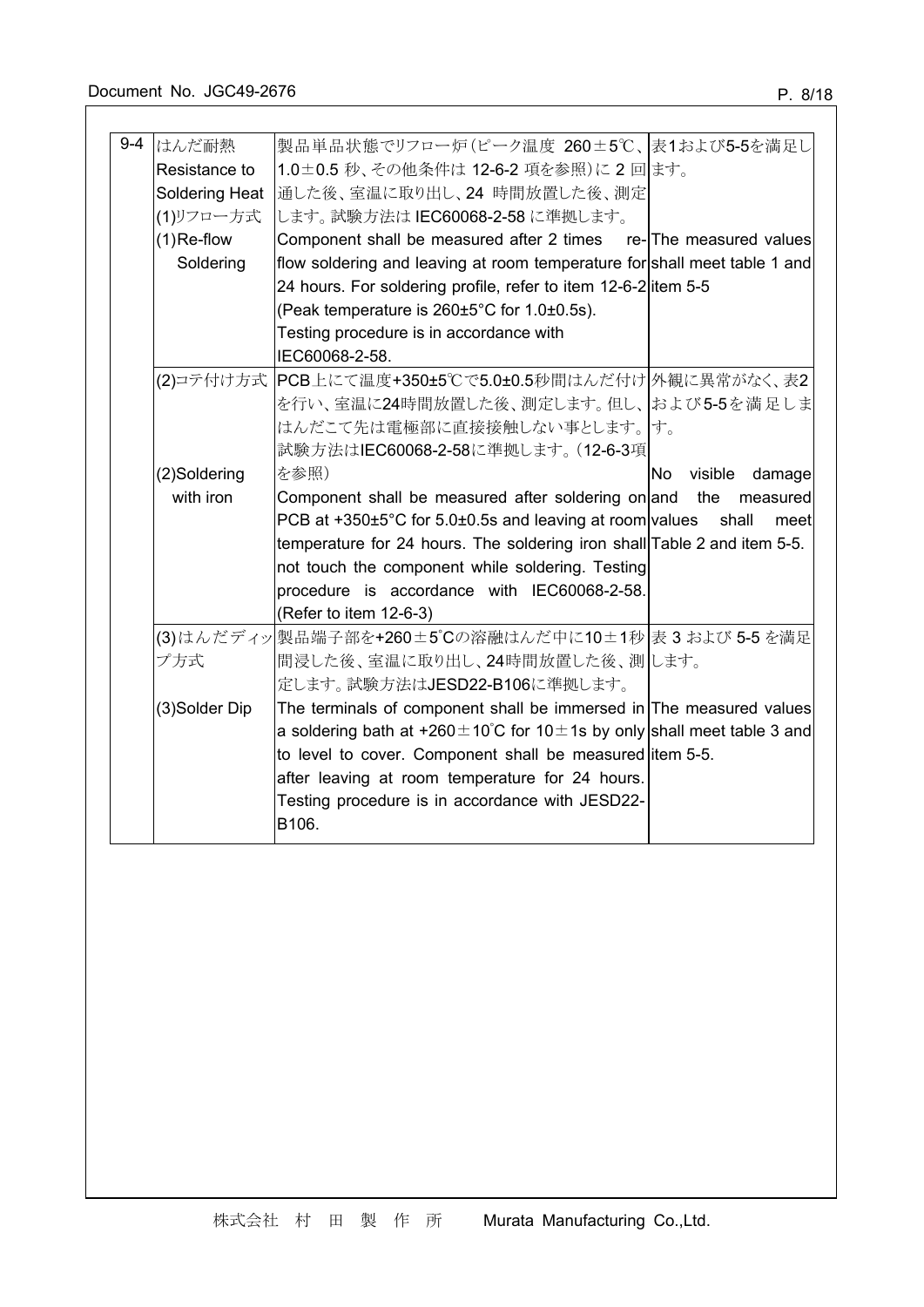| 9-4 | はんだ耐熱<br>Resistance to Soldering Heat<br>(1)リフロー方式<br>(1)Re-flow Soldering | 製品単品状態でリフロー炉(ピーク温度 260±5℃、1.0±0.5 秒、その他条件は 12-6-2 項を参照)に 2 回通した後、室温に取り出し、24 時間放置した後、測定します。試験方法は IEC60068-2-58 に準拠します。<br>Component shall be measured after 2 times re-flow soldering and leaving at room temperature for 24 hours. For soldering profile, refer to item 12-6-2 (Peak temperature is 260±5°C for 1.0±0.5s).<br>Testing procedure is in accordance with IEC60068-2-58. | 表1および5-5を満足します。<br>The measured values shall meet table 1 and item 5-5 |
|---|---|---|---|
| | (2)コテ付け方式<br>(2)Soldering with iron | PCB上にて温度+350±5℃で5.0±0.5秒間はんだ付けを行い、室温に24時間放置した後、測定します。但し、はんだこて先は電極部に直接接触しない事とします。試験方法はIEC60068-2-58に準拠します。(12-6-3項を参照)<br>Component shall be measured after soldering on PCB at +350±5°C for 5.0±0.5s and leaving at room temperature for 24 hours. The soldering iron shall not touch the component while soldering. Testing procedure is accordance with IEC60068-2-58. (Refer to item 12-6-3) | 外観に異常がなく、表2および5-5を満足します。<br>No visible damage and the measured values shall meet Table 2 and item 5-5. |
| | (3)はんだディップ方式<br>(3)Solder Dip | 製品端子部を+260±5℃の溶融はんだ中に10±1秒間浸した後、室温に取り出し、24時間放置した後、測定します。試験方法はJESD22-B106に準拠します。<br>The terminals of component shall be immersed in a soldering bath at +260±10℃ for 10±1s by only to level to cover. Component shall be measured after leaving at room temperature for 24 hours. Testing procedure is in accordance with JESD22-B106. | 表 3 および 5-5 を満足します。<br>The measured values shall meet table 3 and item 5-5. |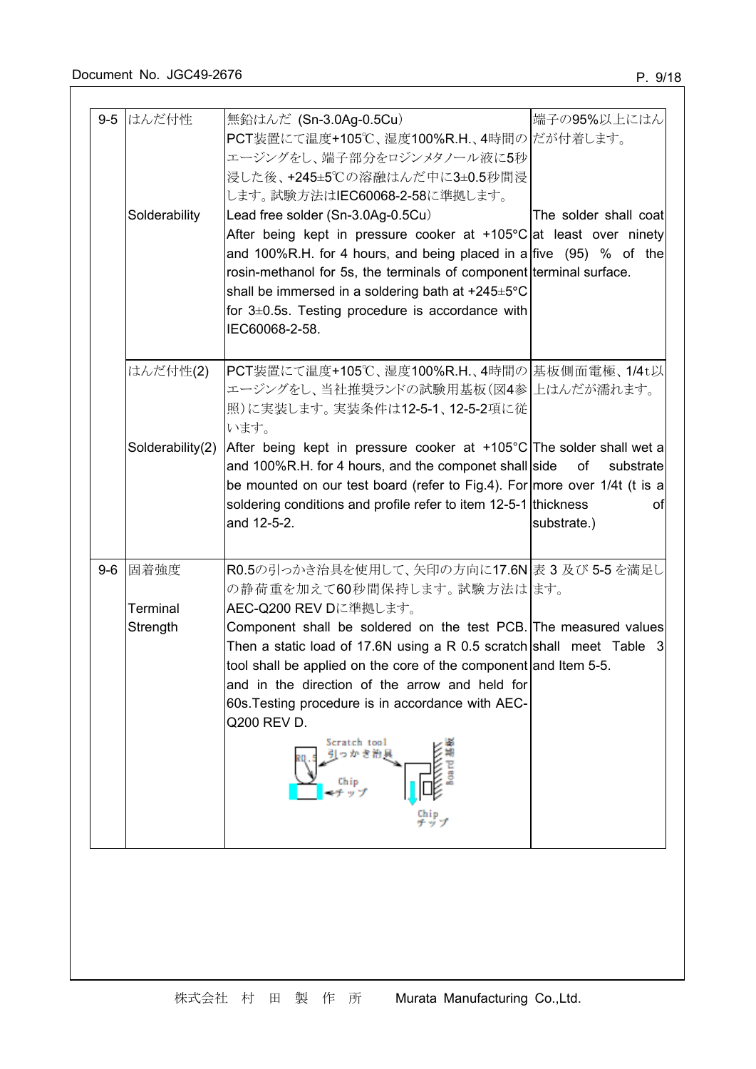| | | | |
|---|---|---|---|
| 9-5 | はんだ付性<br><br>Solderability | 無鉛はんだ (Sn-3.0Ag-0.5Cu)<br>PCT装置にて温度+105℃、湿度100%R.H.、4時間のエージングをし、端子部分をロジンメタノール液に5秒浸した後、+245±5℃の溶融はんだ中に3±0.5秒間浸します。試験方法はIEC60068-2-58に準拠します。<br>Lead free solder (Sn-3.0Ag-0.5Cu)<br>After being kept in pressure cooker at +105°C and 100%R.H. for 4 hours, and being placed in a rosin-methanol for 5s, the terminals of component shall be immersed in a soldering bath at +245±5°C for 3±0.5s. Testing procedure is accordance with IEC60068-2-58. | 端子の95%以上にはんだが付着します。<br><br>The solder shall coat at least over ninety five (95) % of the terminal surface. |
| | はんだ付性(2)<br><br>Solderability(2) | PCT装置にて温度+105℃、湿度100%R.H.、4時間のエージングをし、当社推奨ランドの試験用基板(図4参照)に実装します。実装条件は12-5-1、12-5-2項に従います。<br>After being kept in pressure cooker at +105°C and 100%R.H. for 4 hours, and the componet shall be mounted on our test board (refer to Fig.4). For soldering conditions and profile refer to item 12-5-1 and 12-5-2. | 基板側面電極、1/4t以上はんだが濡れます。<br><br>The solder shall wet a side of substrate more over 1/4t (t is a thickness of substrate.) |
| 9-6 | 固着強度<br><br>Terminal Strength | R0.5の引っかき治具を使用して、矢印の方向に17.6Nの静荷重を加えて60秒間保持します。試験方法はAEC-Q200 REV Dに準拠します。<br>Component shall be soldered on the test PCB. Then a static load of 17.6N using a R 0.5 scratch tool shall be applied on the core of the component and in the direction of the arrow and held for 60s.Testing procedure is in accordance with AEC-Q200 REV D. | 表 3 及び 5-5 を満足します。<br><br>The measured values shall meet Table 3 and Item 5-5. |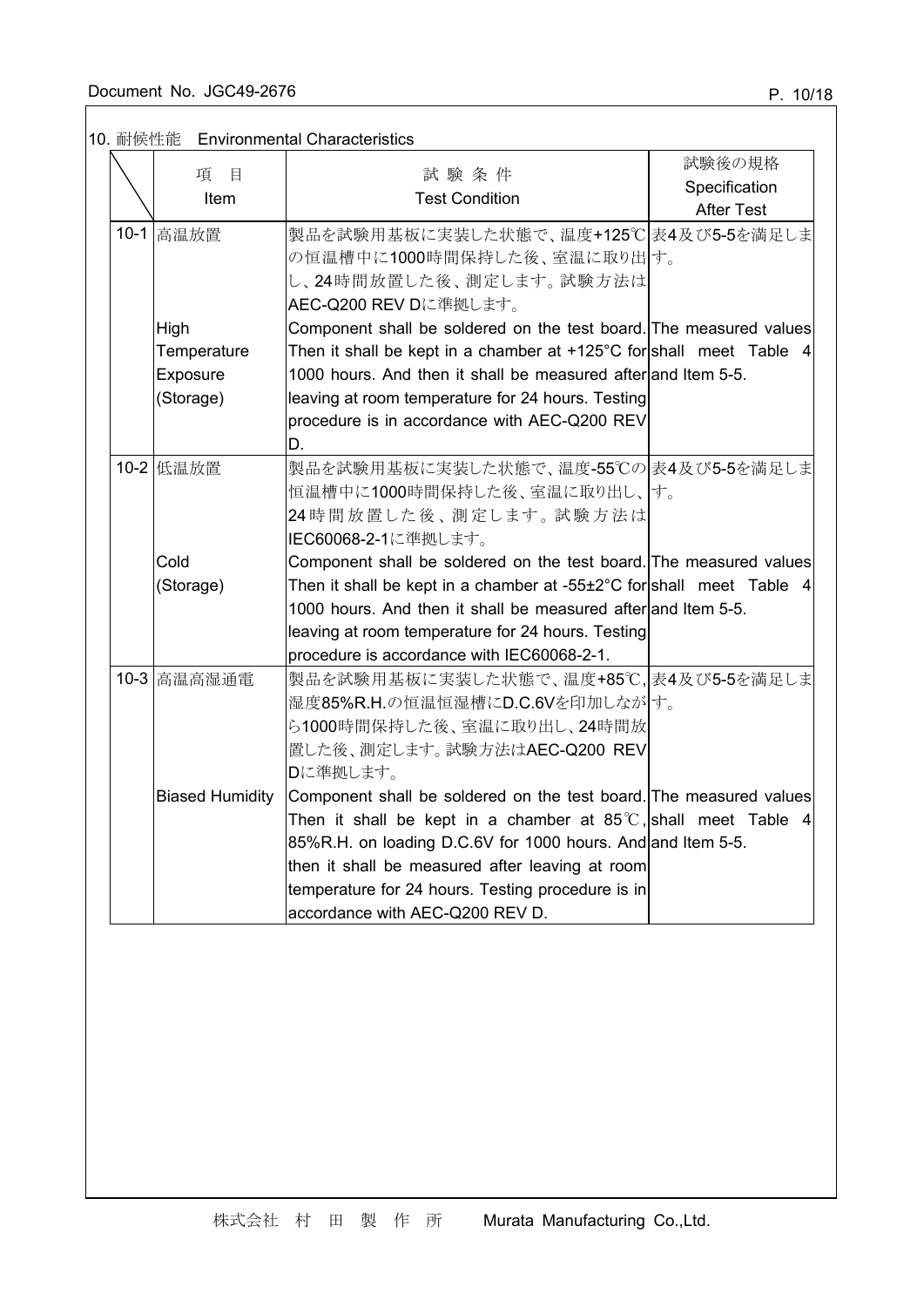## 10. 耐候性能　Environmental Characteristics

| | 項　目<br>Item | 試 験 条 件<br>Test Condition | 試験後の規格<br>Specification<br>After Test |
|---|---|---|---|
| 10-1 | 高温放置<br><br>High Temperature Exposure (Storage) | 製品を試験用基板に実装した状態で、温度+125℃の恒温槽中に1000時間保持した後、室温に取り出し、24時間放置した後、測定します。試験方法はAEC-Q200 REV Dに準拠します。<br><br>Component shall be soldered on the test board. Then it shall be kept in a chamber at +125°C for 1000 hours. And then it shall be measured after leaving at room temperature for 24 hours. Testing procedure is in accordance with AEC-Q200 REV D. | 表4及び5-5を満足します。<br><br>The measured values shall meet Table 4 and Item 5-5. |
| 10-2 | 低温放置<br><br>Cold (Storage) | 製品を試験用基板に実装した状態で、温度-55℃の恒温槽中に1000時間保持した後、室温に取り出し、24時間放置した後、測定します。試験方法はIEC60068-2-1に準拠します。<br><br>Component shall be soldered on the test board. Then it shall be kept in a chamber at -55±2°C for 1000 hours. And then it shall be measured after leaving at room temperature for 24 hours. Testing procedure is accordance with IEC60068-2-1. | 表4及び5-5を満足します。<br><br>The measured values shall meet Table 4 and Item 5-5. |
| 10-3 | 高温高湿通電<br><br>Biased Humidity | 製品を試験用基板に実装した状態で、温度+85℃, 湿度85%R.H.の恒温恒湿槽にD.C.6Vを印加しながら1000時間保持した後、室温に取り出し、24時間放置した後、測定します。試験方法はAEC-Q200 REV Dに準拠します。<br><br>Component shall be soldered on the test board. Then it shall be kept in a chamber at 85℃, 85%R.H. on loading D.C.6V for 1000 hours. And then it shall be measured after leaving at room temperature for 24 hours. Testing procedure is in accordance with AEC-Q200 REV D. | 表4及び5-5を満足します。<br><br>The measured values shall meet Table 4 and Item 5-5. |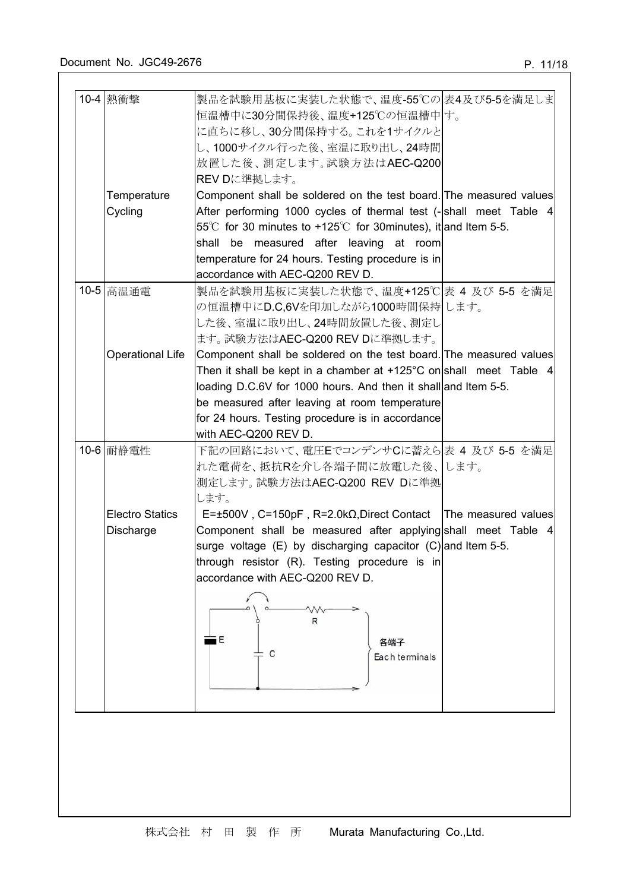| | | | |
|---|---|---|---|
| 10-4 | 熱衝撃<br><br><br><br><br><br>Temperature Cycling | 製品を試験用基板に実装した状態で、温度-55℃の恒温槽中に30分間保持後、温度+125℃の恒温槽中に直ちに移し、30分間保持する。これを1サイクルとし、1000サイクル行った後、室温に取り出し、24時間放置した後、測定します。試験方法はAEC-Q200 REV Dに準拠します。<br>Component shall be soldered on the test board. After performing 1000 cycles of thermal test (-55℃ for 30 minutes to +125℃ for 30minutes), it shall be measured after leaving at room temperature for 24 hours. Testing procedure is in accordance with AEC-Q200 REV D. | 表4及び5-5を満足します。<br><br><br><br><br><br>The measured values shall meet Table 4 and Item 5-5. |
| 10-5 | 高温通電<br><br><br><br>Operational Life | 製品を試験用基板に実装した状態で、温度+125℃の恒温槽中にD.C,6Vを印加しながら1000時間保持した後、室温に取り出し、24時間放置した後、測定します。試験方法はAEC-Q200 REV Dに準拠します。<br>Component shall be soldered on the test board. Then it shall be kept in a chamber at +125°C on loading D.C.6V for 1000 hours. And then it shall be measured after leaving at room temperature for 24 hours. Testing procedure is in accordance with AEC-Q200 REV D. | 表 4 及び 5-5 を満足します。<br><br><br><br>The measured values shall meet Table 4 and Item 5-5. |
| 10-6 | 耐静電性<br><br><br><br>Electro Statics Discharge | 下記の回路において、電圧EでコンデンサCに蓄えられた電荷を、抵抗Rを介し各端子間に放電した後、測定します。試験方法はAEC-Q200 REV Dに準拠します。<br>E=±500V , C=150pF , R=2.0kΩ,Direct Contact<br>Component shall be measured after applying surge voltage (E) by discharging capacitor (C) through resistor (R). Testing procedure is in accordance with AEC-Q200 REV D.<br><br>R<br>E C 各端子 Each terminals | 表 4 及び 5-5 を満足します。<br><br><br><br>The measured values shall meet Table 4 and Item 5-5. |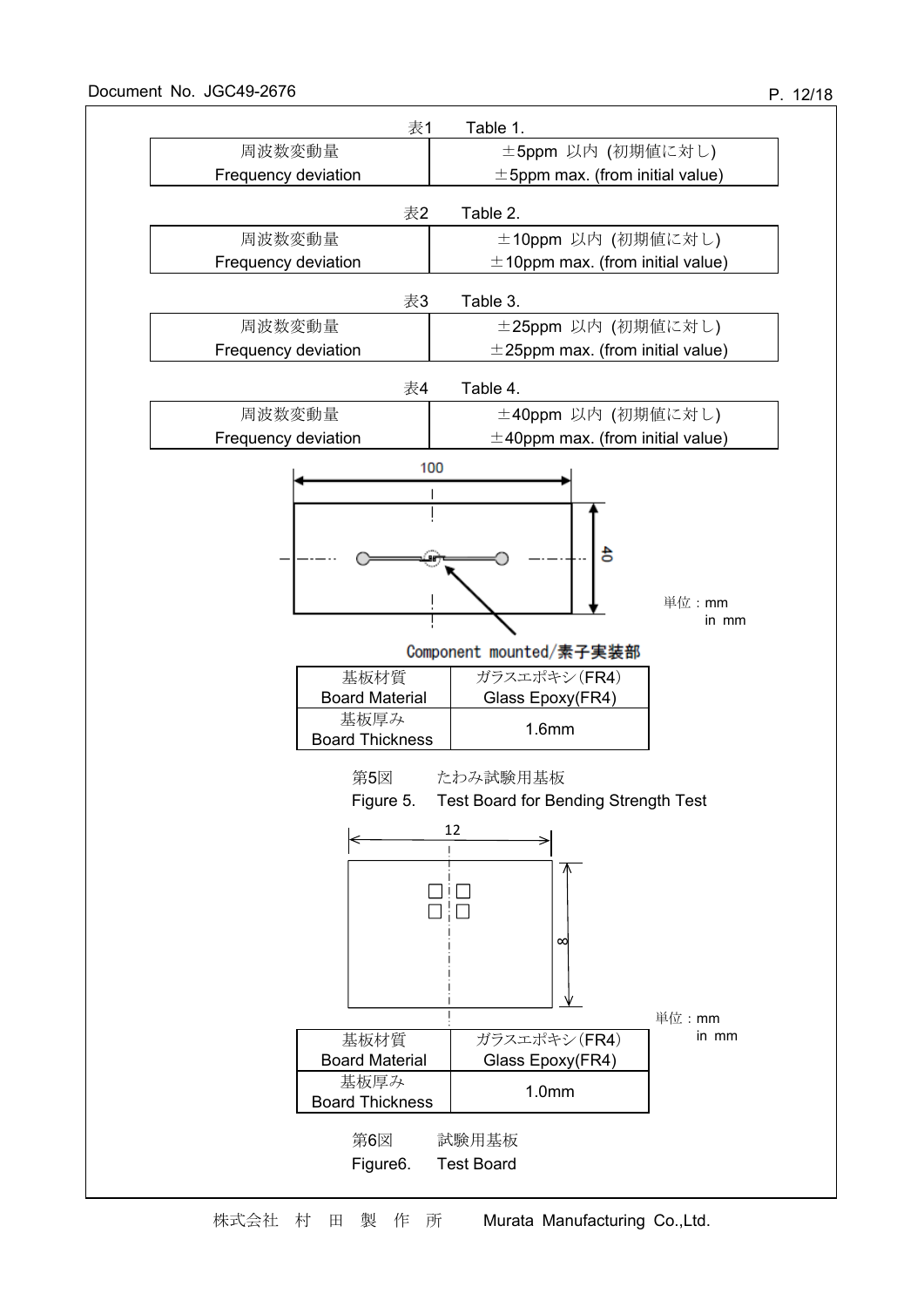表1　Table 1.

| 周波数変動量<br>Frequency deviation | ±5ppm 以内 (初期値に対し)<br>±5ppm max. (from initial value) |
|---|---|

表2　Table 2.

| 周波数変動量<br>Frequency deviation | ±10ppm 以内 (初期値に対し)<br>±10ppm max. (from initial value) |
|---|---|

表3　Table 3.

| 周波数変動量<br>Frequency deviation | ±25ppm 以内 (初期値に対し)<br>±25ppm max. (from initial value) |
|---|---|

表4　Table 4.

| 周波数変動量<br>Frequency deviation | ±40ppm 以内 (初期値に対し)<br>±40ppm max. (from initial value) |
|---|---|

100

40

単位：mm
in mm

Component mounted/素子実装部

| 基板材質<br>Board Material | ガラスエポキシ(FR4)<br>Glass Epoxy(FR4) |
|---|---|
| 基板厚み<br>Board Thickness | 1.6mm |

第5図　たわみ試験用基板
Figure 5.　Test Board for Bending Strength Test

12

8

単位：mm
in mm

| 基板材質<br>Board Material | ガラスエポキシ(FR4)<br>Glass Epoxy(FR4) |
|---|---|
| 基板厚み<br>Board Thickness | 1.0mm |

第6図　試験用基板
Figure6.　Test Board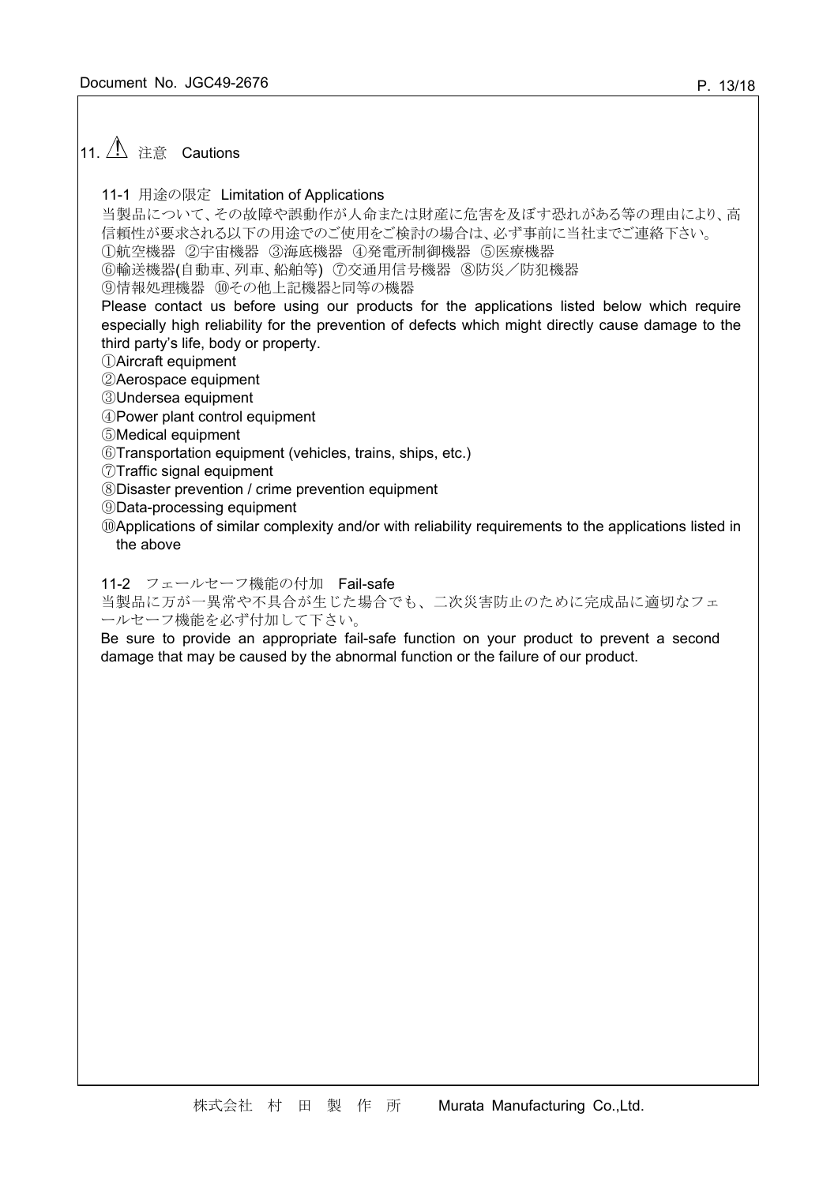## 11. ⚠ 注意　Cautions

### 11-1 用途の限定　Limitation of Applications

当製品について、その故障や誤動作が人命または財産に危害を及ぼす恐れがある等の理由により、高信頼性が要求される以下の用途でのご使用をご検討の場合は、必ず事前に当社までご連絡下さい。
①航空機器 ②宇宙機器 ③海底機器 ④発電所制御機器 ⑤医療機器
⑥輸送機器(自動車、列車、船舶等) ⑦交通用信号機器 ⑧防災／防犯機器
⑨情報処理機器 ⑩その他上記機器と同等の機器

Please contact us before using our products for the applications listed below which require especially high reliability for the prevention of defects which might directly cause damage to the third party's life, body or property.

①Aircraft equipment
②Aerospace equipment
③Undersea equipment
④Power plant control equipment
⑤Medical equipment
⑥Transportation equipment (vehicles, trains, ships, etc.)
⑦Traffic signal equipment
⑧Disaster prevention / crime prevention equipment
⑨Data-processing equipment
⑩Applications of similar complexity and/or with reliability requirements to the applications listed in the above

### 11-2 フェールセーフ機能の付加　Fail-safe

当製品に万が一異常や不具合が生じた場合でも、二次災害防止のために完成品に適切なフェールセーフ機能を必ず付加して下さい。

Be sure to provide an appropriate fail-safe function on your product to prevent a second damage that may be caused by the abnormal function or the failure of our product.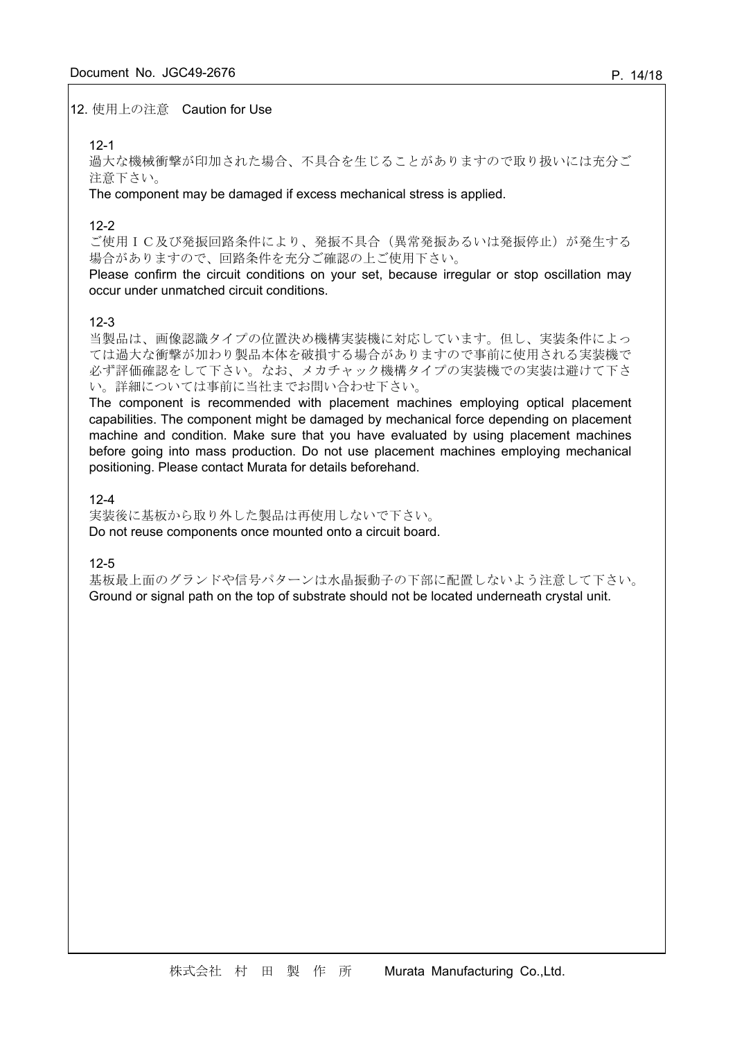## 12. 使用上の注意　Caution for Use

12-1

過大な機械衝撃が印加された場合、不具合を生じることがありますので取り扱いには充分ご注意下さい。

The component may be damaged if excess mechanical stress is applied.

12-2

ご使用ＩＣ及び発振回路条件により、発振不具合（異常発振あるいは発振停止）が発生する場合がありますので、回路条件を充分ご確認の上ご使用下さい。

Please confirm the circuit conditions on your set, because irregular or stop oscillation may occur under unmatched circuit conditions.

12-3

当製品は、画像認識タイプの位置決め機構実装機に対応しています。但し、実装条件によっては過大な衝撃が加わり製品本体を破損する場合がありますので事前に使用される実装機で必ず評価確認をして下さい。なお、メカチャック機構タイプの実装機での実装は避けて下さい。詳細については事前に当社までお問い合わせ下さい。

The component is recommended with placement machines employing optical placement capabilities. The component might be damaged by mechanical force depending on placement machine and condition. Make sure that you have evaluated by using placement machines before going into mass production. Do not use placement machines employing mechanical positioning. Please contact Murata for details beforehand.

12-4

実装後に基板から取り外した製品は再使用しないで下さい。

Do not reuse components once mounted onto a circuit board.

12-5

基板最上面のグランドや信号パターンは水晶振動子の下部に配置しないよう注意して下さい。

Ground or signal path on the top of substrate should not be located underneath crystal unit.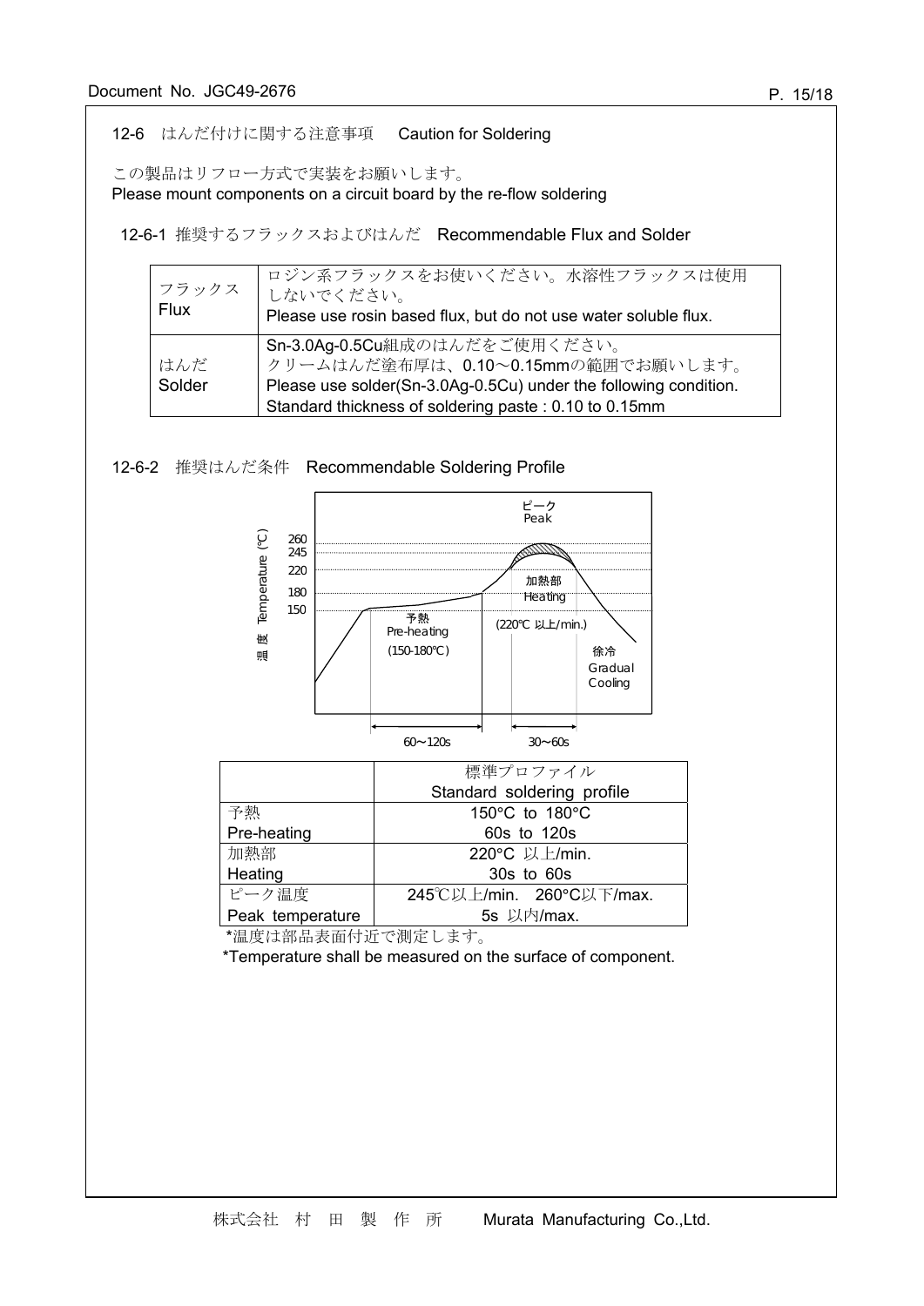## 12-6　はんだ付けに関する注意事項　Caution for Soldering

この製品はリフロー方式で実装をお願いします。
Please mount components on a circuit board by the re-flow soldering

### 12-6-1 推奨するフラックスおよびはんだ　Recommendable Flux and Solder

| フラックス Flux | ロジン系フラックスをお使いください。水溶性フラックスは使用しないでください。 Please use rosin based flux, but do not use water soluble flux. |
|---|---|
| はんだ Solder | Sn-3.0Ag-0.5Cu組成のはんだをご使用ください。 クリームはんだ塗布厚は、0.10～0.15mmの範囲でお願いします。 Please use solder(Sn-3.0Ag-0.5Cu) under the following condition. Standard thickness of soldering paste : 0.10 to 0.15mm |

### 12-6-2　推奨はんだ条件　Recommendable Soldering Profile

ピーク Peak

温度 Temperature (℃): 260, 245, 220, 180, 150

予熱 Pre-heating (150-180℃)

加熱部 Heating (220℃ 以上/min.)

徐冷 Gradual Cooling

60～120s　　30～60s

| | 標準プロファイル Standard soldering profile |
|---|---|
| 予熱 Pre-heating | 150°C to 180°C 60s to 120s |
| 加熱部 Heating | 220°C 以上/min. 30s to 60s |
| ピーク温度 Peak temperature | 245℃以上/min.　260°C以下/max. 5s 以内/max. |

*温度は部品表面付近で測定します。

*Temperature shall be measured on the surface of component.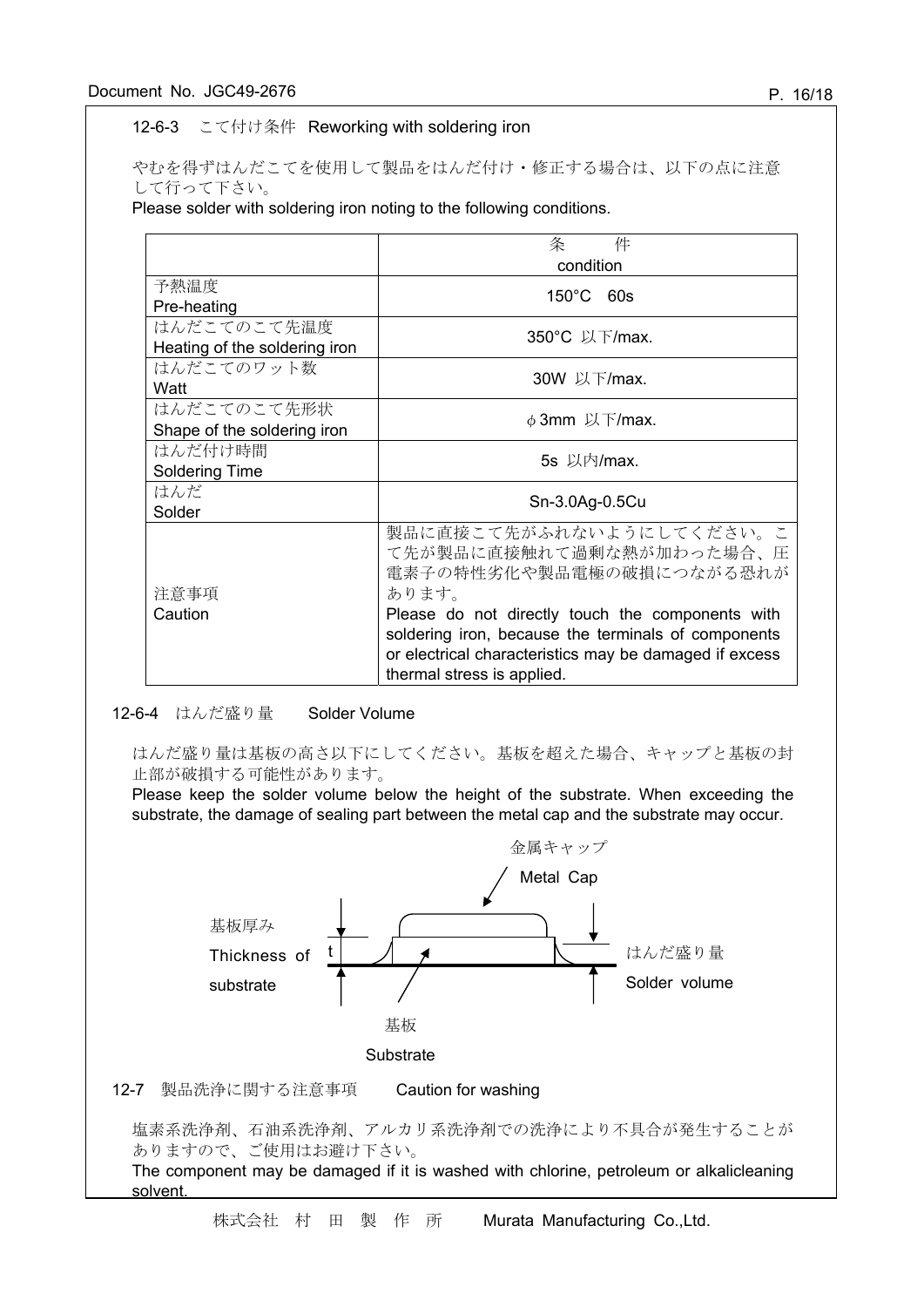### 12-6-3　こて付け条件 Reworking with soldering iron

やむを得ずはんだこてを使用して製品をはんだ付け・修正する場合は、以下の点に注意して行って下さい。
Please solder with soldering iron noting to the following conditions.

| | 条　　件<br>condition |
|---|---|
| 予熱温度<br>Pre-heating | 150°C　60s |
| はんだこてのこて先温度<br>Heating of the soldering iron | 350°C 以下/max. |
| はんだこてのワット数<br>Watt | 30W 以下/max. |
| はんだこてのこて先形状<br>Shape of the soldering iron | φ3mm 以下/max. |
| はんだ付け時間<br>Soldering Time | 5s 以内/max. |
| はんだ<br>Solder | Sn-3.0Ag-0.5Cu |
| 注意事項<br>Caution | 製品に直接こて先がふれないようにしてください。こて先が製品に直接触れて過剰な熱が加わった場合、圧電素子の特性劣化や製品電極の破損につながる恐れがあります。<br>Please do not directly touch the components with soldering iron, because the terminals of components or electrical characteristics may be damaged if excess thermal stress is applied. |

### 12-6-4　はんだ盛り量　Solder Volume

はんだ盛り量は基板の高さ以下にしてください。基板を超えた場合、キャップと基板の封止部が破損する可能性があります。
Please keep the solder volume below the height of the substrate. When exceeding the substrate, the damage of sealing part between the metal cap and the substrate may occur.

金属キャップ Metal Cap
基板厚み Thickness of substrate　t
はんだ盛り量 Solder volume
基板 Substrate

## 12-7　製品洗浄に関する注意事項　Caution for washing

塩素系洗浄剤、石油系洗浄剤、アルカリ系洗浄剤での洗浄により不具合が発生することがありますので、ご使用はお避け下さい。
The component may be damaged if it is washed with chlorine, petroleum or alkalicleaning solvent.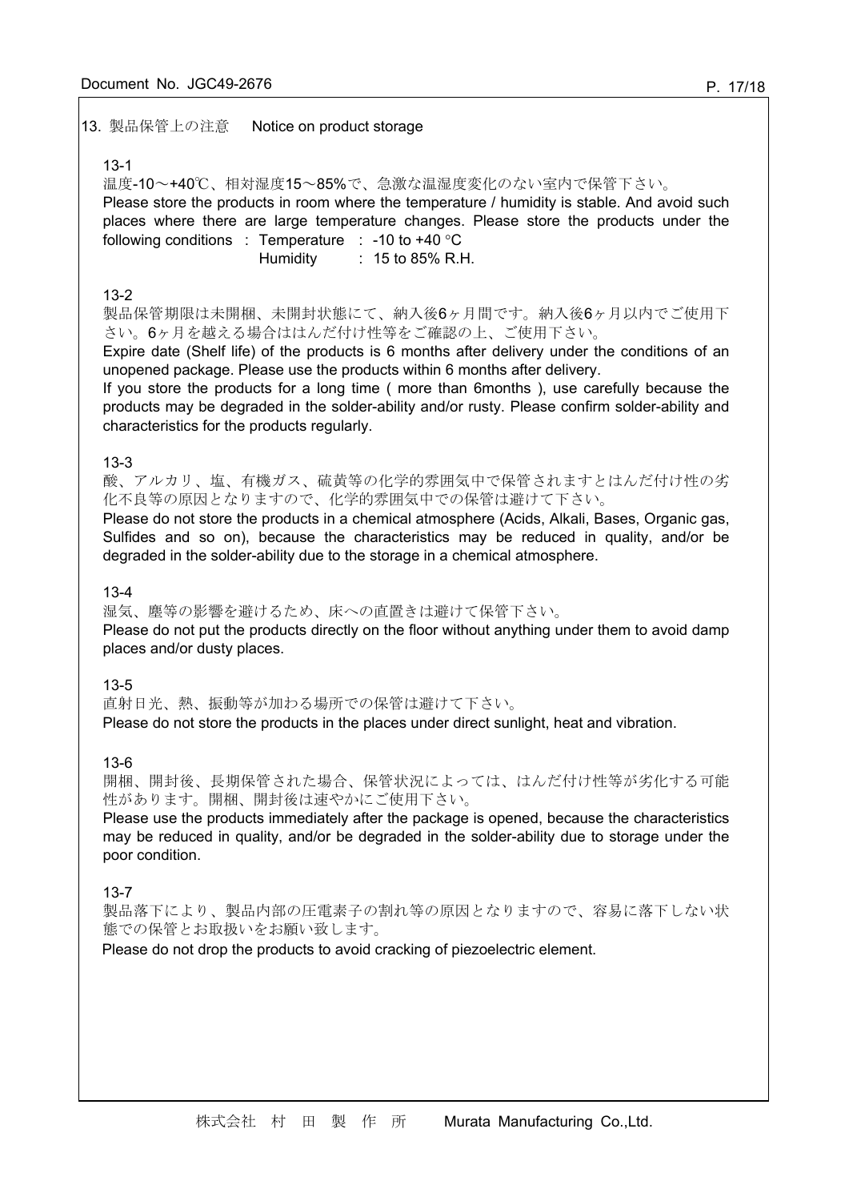## 13. 製品保管上の注意　Notice on product storage

13-1

温度-10～+40℃、相対湿度15～85%で、急激な温湿度変化のない室内で保管下さい。

Please store the products in room where the temperature / humidity is stable. And avoid such places where there are large temperature changes. Please store the products under the following conditions : Temperature : -10 to +40 °C
Humidity : 15 to 85% R.H.

13-2

製品保管期限は未開梱、未開封状態にて、納入後6ヶ月間です。納入後6ヶ月以内でご使用下さい。6ヶ月を越える場合ははんだ付け性等をご確認の上、ご使用下さい。

Expire date (Shelf life) of the products is 6 months after delivery under the conditions of an unopened package. Please use the products within 6 months after delivery.

If you store the products for a long time ( more than 6months ), use carefully because the products may be degraded in the solder-ability and/or rusty. Please confirm solder-ability and characteristics for the products regularly.

13-3

酸、アルカリ、塩、有機ガス、硫黄等の化学的雰囲気中で保管されますとはんだ付け性の劣化不良等の原因となりますので、化学的雰囲気中での保管は避けて下さい。

Please do not store the products in a chemical atmosphere (Acids, Alkali, Bases, Organic gas, Sulfides and so on), because the characteristics may be reduced in quality, and/or be degraded in the solder-ability due to the storage in a chemical atmosphere.

13-4

湿気、塵等の影響を避けるため、床への直置きは避けて保管下さい。

Please do not put the products directly on the floor without anything under them to avoid damp places and/or dusty places.

13-5

直射日光、熱、振動等が加わる場所での保管は避けて下さい。

Please do not store the products in the places under direct sunlight, heat and vibration.

13-6

開梱、開封後、長期保管された場合、保管状況によっては、はんだ付け性等が劣化する可能性があります。開梱、開封後は速やかにご使用下さい。

Please use the products immediately after the package is opened, because the characteristics may be reduced in quality, and/or be degraded in the solder-ability due to storage under the poor condition.

13-7

製品落下により、製品内部の圧電素子の割れ等の原因となりますので、容易に落下しない状態での保管とお取扱いをお願い致します。

Please do not drop the products to avoid cracking of piezoelectric element.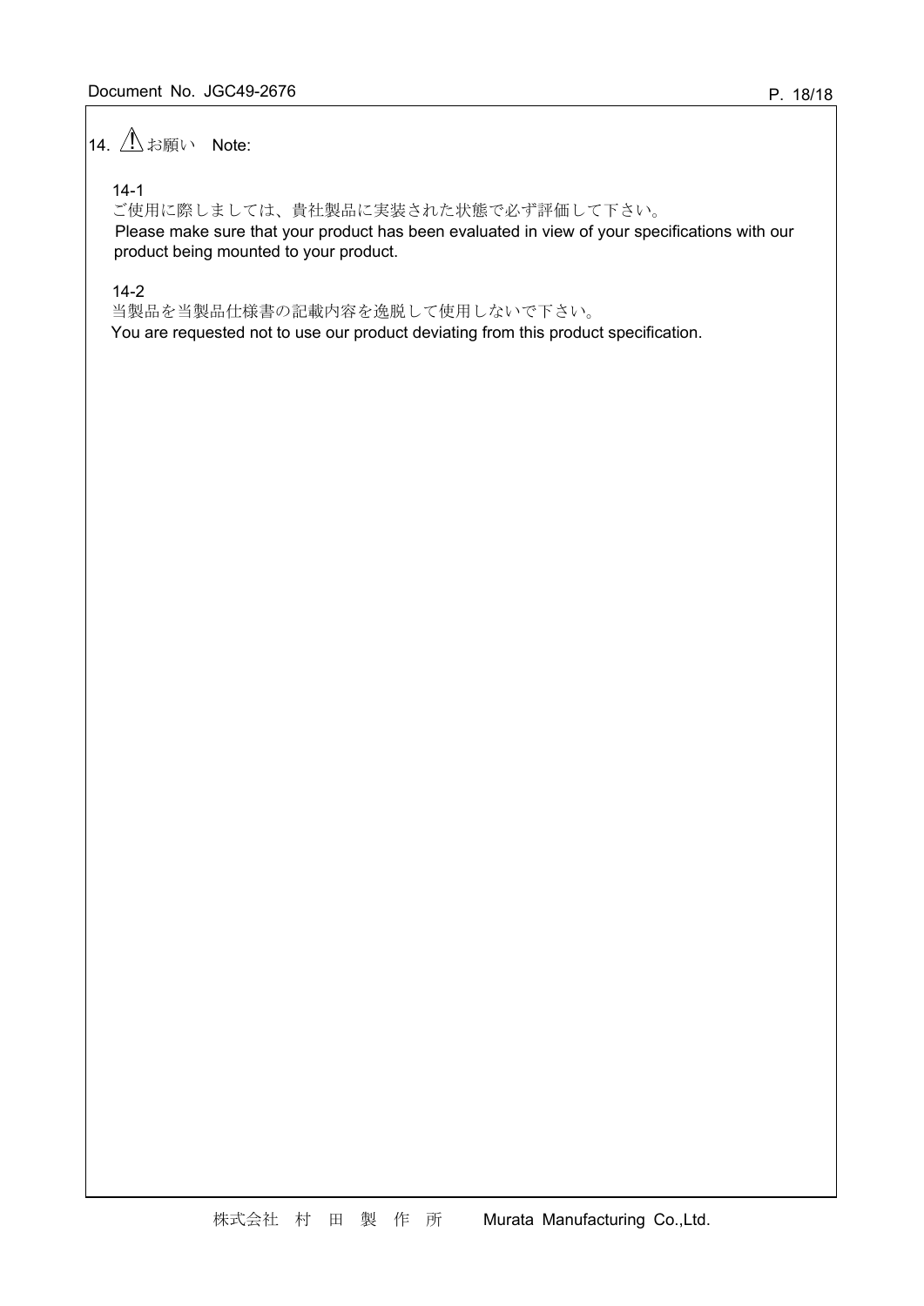## 14. ⚠ お願い　Note:

14-1

ご使用に際しましては、貴社製品に実装された状態で必ず評価して下さい。

Please make sure that your product has been evaluated in view of your specifications with our product being mounted to your product.

14-2

当製品を当製品仕様書の記載内容を逸脱して使用しないで下さい。

You are requested not to use our product deviating from this product specification.